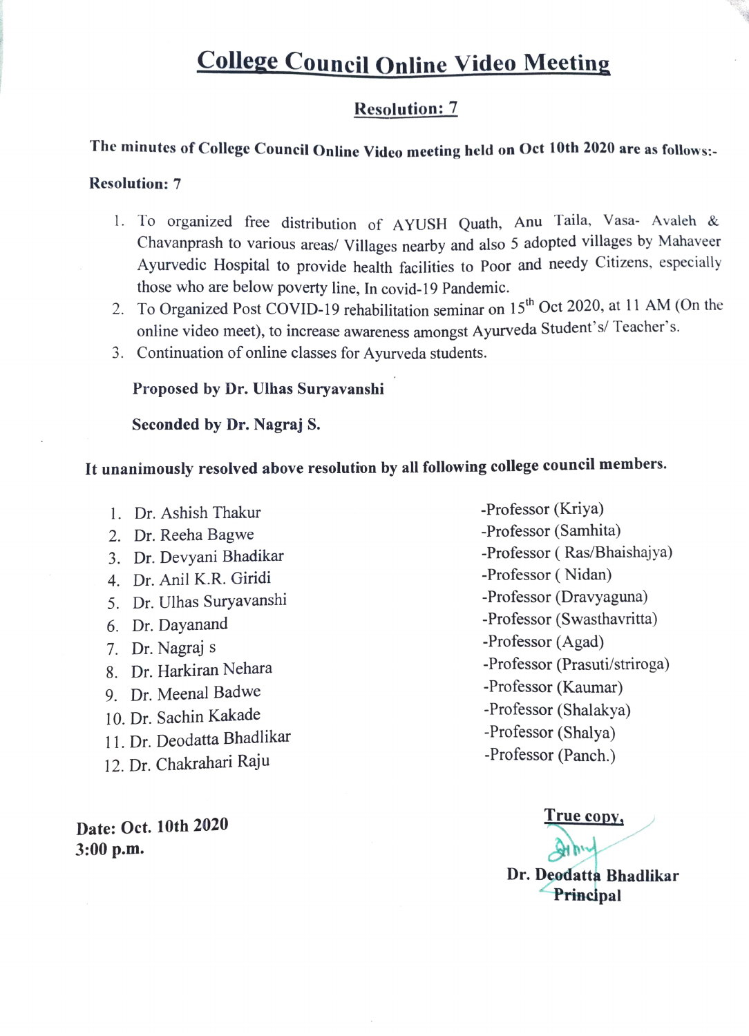# College Council Online Video Meeting

## Resolution: 7

**The minutes of College Council Online Video meeting held on Oct 10th 2020 are as follows:-**

**Resolution: 7**

1. To organized free distribution of AYUSH Quath, Anu Taila, Vasa- Avaleh & Chavanprash to various areas/ Villages nearby and also 5 adopted villages by Mahaveer Ayurvedic Hospital to provide health facilities to Poor and needy Citizens, especially those who are below poverty line, In covid-19 Pandemic.
2. To Organized Post COVID-19 rehabilitation seminar on 15th Oct 2020, at 11 AM (On the online video meet), to increase awareness amongst Ayurveda Student's/ Teacher's.
3. Continuation of online classes for Ayurveda students.

**Proposed by Dr. Ulhas Suryavanshi**

**Seconded by Dr. Nagraj S.**

**It unanimously resolved above resolution by all following college council members.**

1. Dr. Ashish Thakur -Professor (Kriya)
2. Dr. Reeha Bagwe -Professor (Samhita)
3. Dr. Devyani Bhadikar -Professor ( Ras/Bhaishajya)
4. Dr. Anil K.R. Giridi -Professor ( Nidan)
5. Dr. Ulhas Suryavanshi -Professor (Dravyaguna)
6. Dr. Dayanand -Professor (Swasthavritta)
7. Dr. Nagraj s -Professor (Agad)
8. Dr. Harkiran Nehara -Professor (Prasuti/striroga)
9. Dr. Meenal Badwe -Professor (Kaumar)
10. Dr. Sachin Kakade -Professor (Shalakya)
11. Dr. Deodatta Bhadlikar -Professor (Shalya)
12. Dr. Chakrahari Raju -Professor (Panch.)

**Date: Oct. 10th 2020**
**3:00 p.m.**

**True copy,**

**Dr. Deodatta Bhadlikar**
**Principal**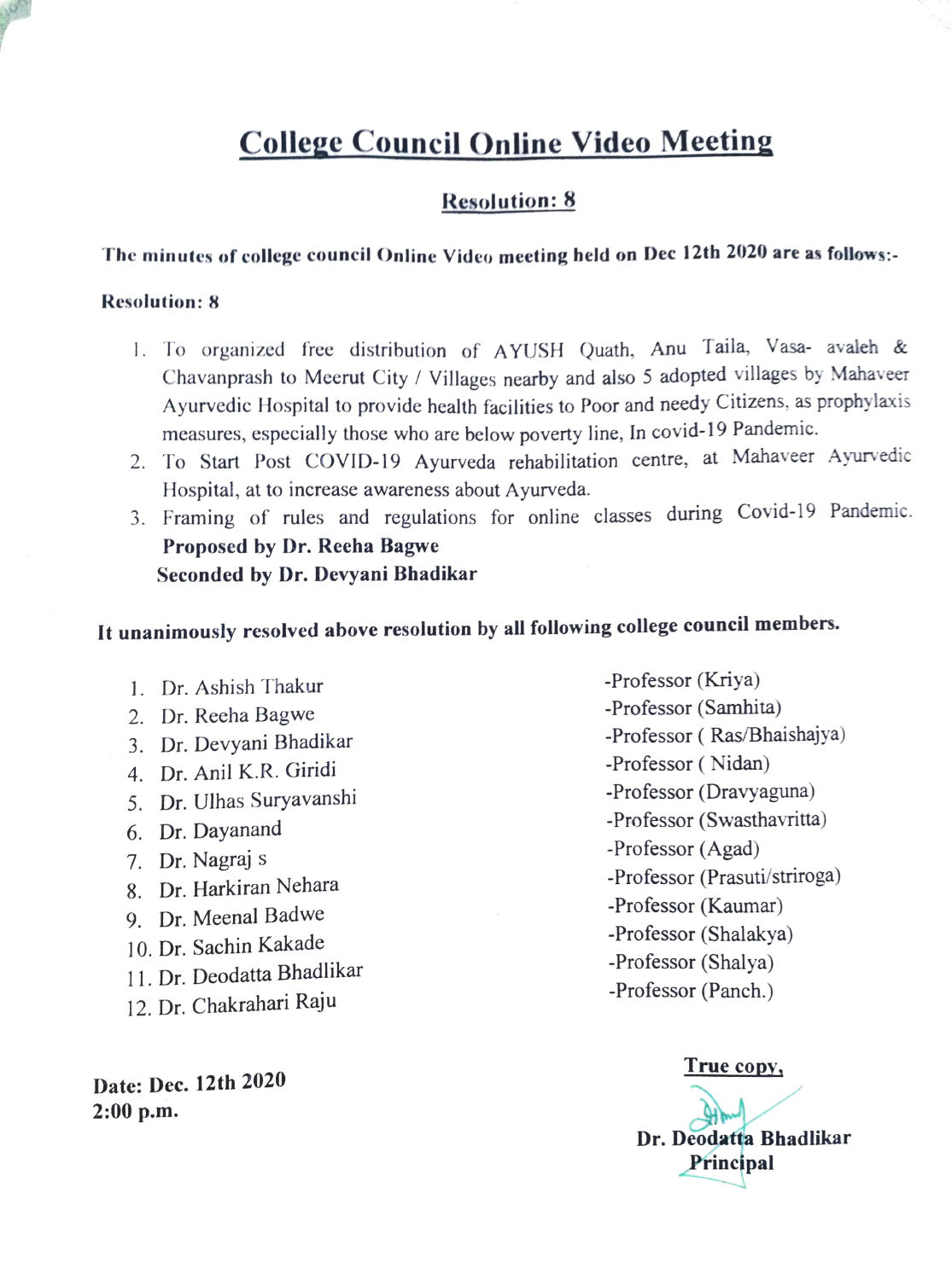# College Council Online Video Meeting

## Resolution: 8

**The minutes of college council Online Video meeting held on Dec 12th 2020 are as follows:-**

**Resolution: 8**

1. To organized free distribution of AYUSH Quath, Anu Taila, Vasa- avaleh & Chavanprash to Meerut City / Villages nearby and also 5 adopted villages by Mahaveer Ayurvedic Hospital to provide health facilities to Poor and needy Citizens, as prophylaxis measures, especially those who are below poverty line, In covid-19 Pandemic.
2. To Start Post COVID-19 Ayurveda rehabilitation centre, at Mahaveer Ayurvedic Hospital, at to increase awareness about Ayurveda.
3. Framing of rules and regulations for online classes during Covid-19 Pandemic.
   **Proposed by Dr. Reeha Bagwe**
   **Seconded by Dr. Devyani Bhadikar**

**It unanimously resolved above resolution by all following college council members.**

1. Dr. Ashish Thakur -Professor (Kriya)
2. Dr. Reeha Bagwe -Professor (Samhita)
3. Dr. Devyani Bhadikar -Professor ( Ras/Bhaishajya)
4. Dr. Anil K.R. Giridi -Professor ( Nidan)
5. Dr. Ulhas Suryavanshi -Professor (Dravyaguna)
6. Dr. Dayanand -Professor (Swasthavritta)
7. Dr. Nagraj s -Professor (Agad)
8. Dr. Harkiran Nehara -Professor (Prasuti/striroga)
9. Dr. Meenal Badwe -Professor (Kaumar)
10. Dr. Sachin Kakade -Professor (Shalakya)
11. Dr. Deodatta Bhadlikar -Professor (Shalya)
12. Dr. Chakrahari Raju -Professor (Panch.)

**Date: Dec. 12th 2020**
**2:00 p.m.**

**True copy,**

**Dr. Deodatta Bhadlikar**
**Principal**